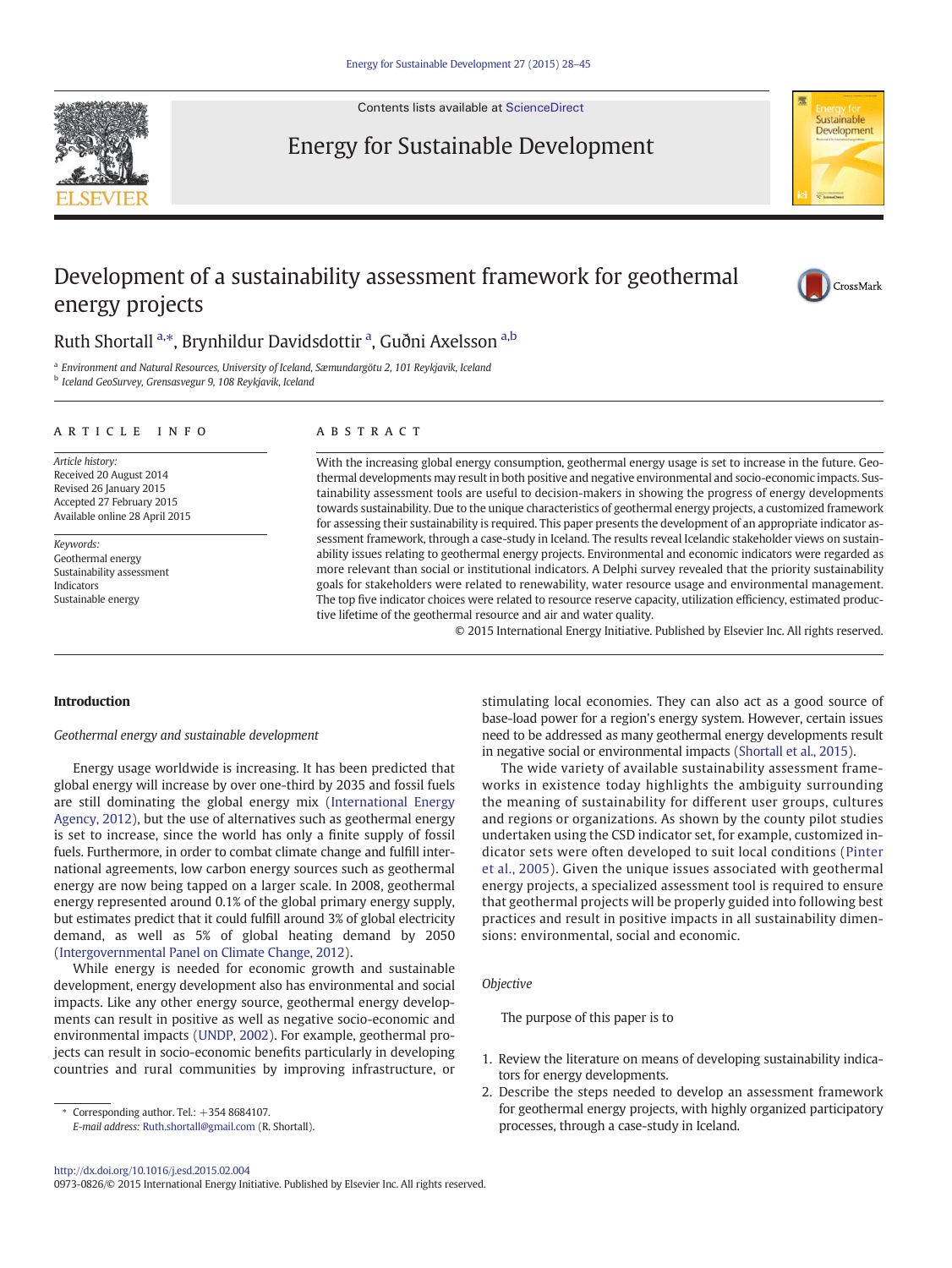# Development of a sustainability assessment framework for geothermal energy projects

Ruth Shortall [a,*], Brynhildur Davidsdottir [a], Guðni Axelsson [a,b]

[a] Environment and Natural Resources, University of Iceland, Sæmundargötu 2, 101 Reykjavik, Iceland
[b] Iceland GeoSurvey, Grensasvegur 9, 108 Reykjavik, Iceland

## ARTICLE INFO

*Article history:*
Received 20 August 2014
Revised 26 January 2015
Accepted 27 February 2015
Available online 28 April 2015

*Keywords:*
Geothermal energy
Sustainability assessment
Indicators
Sustainable energy

## ABSTRACT

With the increasing global energy consumption, geothermal energy usage is set to increase in the future. Geothermal developments may result in both positive and negative environmental and socio-economic impacts. Sustainability assessment tools are useful to decision-makers in showing the progress of energy developments towards sustainability. Due to the unique characteristics of geothermal energy projects, a customized framework for assessing their sustainability is required. This paper presents the development of an appropriate indicator assessment framework, through a case-study in Iceland. The results reveal Icelandic stakeholder views on sustainability issues relating to geothermal energy projects. Environmental and economic indicators were regarded as more relevant than social or institutional indicators. A Delphi survey revealed that the priority sustainability goals for stakeholders were related to renewability, water resource usage and environmental management. The top five indicator choices were related to resource reserve capacity, utilization efficiency, estimated productive lifetime of the geothermal resource and air and water quality.

© 2015 International Energy Initiative. Published by Elsevier Inc. All rights reserved.

## Introduction

### *Geothermal energy and sustainable development*

Energy usage worldwide is increasing. It has been predicted that global energy will increase by over one-third by 2035 and fossil fuels are still dominating the global energy mix (International Energy Agency, 2012), but the use of alternatives such as geothermal energy is set to increase, since the world has only a finite supply of fossil fuels. Furthermore, in order to combat climate change and fulfill international agreements, low carbon energy sources such as geothermal energy are now being tapped on a larger scale. In 2008, geothermal energy represented around 0.1% of the global primary energy supply, but estimates predict that it could fulfill around 3% of global electricity demand, as well as 5% of global heating demand by 2050 (Intergovernmental Panel on Climate Change, 2012).

While energy is needed for economic growth and sustainable development, energy development also has environmental and social impacts. Like any other energy source, geothermal energy developments can result in positive as well as negative socio-economic and environmental impacts (UNDP, 2002). For example, geothermal projects can result in socio-economic benefits particularly in developing countries and rural communities by improving infrastructure, or stimulating local economies. They can also act as a good source of base-load power for a region's energy system. However, certain issues need to be addressed as many geothermal energy developments result in negative social or environmental impacts (Shortall et al., 2015).

The wide variety of available sustainability assessment frameworks in existence today highlights the ambiguity surrounding the meaning of sustainability for different user groups, cultures and regions or organizations. As shown by the county pilot studies undertaken using the CSD indicator set, for example, customized indicator sets were often developed to suit local conditions (Pinter et al., 2005). Given the unique issues associated with geothermal energy projects, a specialized assessment tool is required to ensure that geothermal projects will be properly guided into following best practices and result in positive impacts in all sustainability dimensions: environmental, social and economic.

### *Objective*

The purpose of this paper is to

1. Review the literature on means of developing sustainability indicators for energy developments.
2. Describe the steps needed to develop an assessment framework for geothermal energy projects, with highly organized participatory processes, through a case-study in Iceland.

* Corresponding author. Tel.: +354 8684107.
*E-mail address:* Ruth.shortall@gmail.com (R. Shortall).

http://dx.doi.org/10.1016/j.esd.2015.02.004
0973-0826/© 2015 International Energy Initiative. Published by Elsevier Inc. All rights reserved.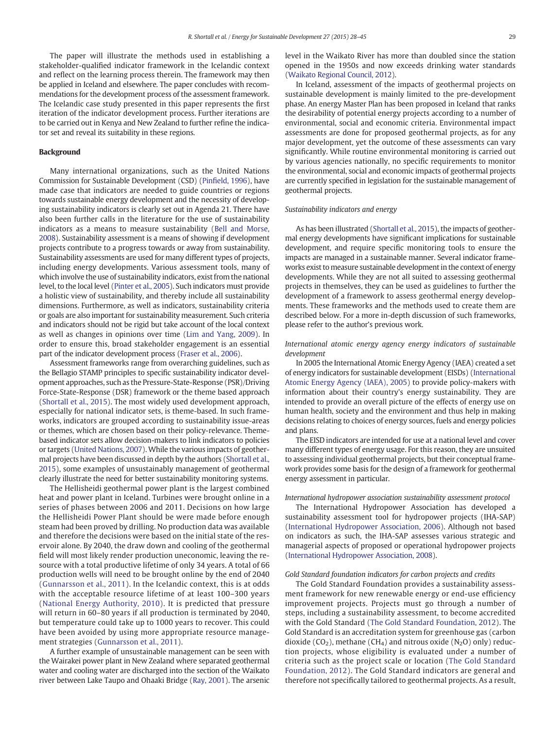The paper will illustrate the methods used in establishing a stakeholder-qualified indicator framework in the Icelandic context and reflect on the learning process therein. The framework may then be applied in Iceland and elsewhere. The paper concludes with recommendations for the development process of the assessment framework. The Icelandic case study presented in this paper represents the first iteration of the indicator development process. Further iterations are to be carried out in Kenya and New Zealand to further refine the indicator set and reveal its suitability in these regions.

## Background

Many international organizations, such as the United Nations Commission for Sustainable Development (CSD) (Pinfield, 1996), have made case that indicators are needed to guide countries or regions towards sustainable energy development and the necessity of developing sustainability indicators is clearly set out in Agenda 21. There have also been further calls in the literature for the use of sustainability indicators as a means to measure sustainability (Bell and Morse, 2008). Sustainability assessment is a means of showing if development projects contribute to a progress towards or away from sustainability. Sustainability assessments are used for many different types of projects, including energy developments. Various assessment tools, many of which involve the use of sustainability indicators, exist from the national level, to the local level (Pinter et al., 2005). Such indicators must provide a holistic view of sustainability, and thereby include all sustainability dimensions. Furthermore, as well as indicators, sustainability criteria or goals are also important for sustainability measurement. Such criteria and indicators should not be rigid but take account of the local context as well as changes in opinions over time (Lim and Yang, 2009). In order to ensure this, broad stakeholder engagement is an essential part of the indicator development process (Fraser et al., 2006).

Assessment frameworks range from overarching guidelines, such as the Bellagio STAMP principles to specific sustainability indicator development approaches, such as the Pressure-State-Response (PSR)/Driving Force-State-Response (DSR) framework or the theme based approach (Shortall et al., 2015). The most widely used development approach, especially for national indicator sets, is theme-based. In such frameworks, indicators are grouped according to sustainability issue-areas or themes, which are chosen based on their policy-relevance. Theme-based indicator sets allow decision-makers to link indicators to policies or targets (United Nations, 2007). While the various impacts of geothermal projects have been discussed in depth by the authors (Shortall et al., 2015), some examples of unsustainably management of geothermal clearly illustrate the need for better sustainability monitoring systems.

The Hellisheidi geothermal power plant is the largest combined heat and power plant in Iceland. Turbines were brought online in a series of phases between 2006 and 2011. Decisions on how large the Hellisheidi Power Plant should be were made before enough steam had been proved by drilling. No production data was available and therefore the decisions were based on the initial state of the reservoir alone. By 2040, the draw down and cooling of the geothermal field will most likely render production uneconomic, leaving the resource with a total productive lifetime of only 34 years. A total of 66 production wells will need to be brought online by the end of 2040 (Gunnarsson et al., 2011). In the Icelandic context, this is at odds with the acceptable resource lifetime of at least 100–300 years (National Energy Authority, 2010). It is predicted that pressure will return in 60–80 years if all production is terminated by 2040, but temperature could take up to 1000 years to recover. This could have been avoided by using more appropriate resource management strategies (Gunnarsson et al., 2011).

A further example of unsustainable management can be seen with the Wairakei power plant in New Zealand where separated geothermal water and cooling water are discharged into the section of the Waikato river between Lake Taupo and Ohaaki Bridge (Ray, 2001). The arsenic level in the Waikato River has more than doubled since the station opened in the 1950s and now exceeds drinking water standards (Waikato Regional Council, 2012).

In Iceland, assessment of the impacts of geothermal projects on sustainable development is mainly limited to the pre-development phase. An energy Master Plan has been proposed in Iceland that ranks the desirability of potential energy projects according to a number of environmental, social and economic criteria. Environmental impact assessments are done for proposed geothermal projects, as for any major development, yet the outcome of these assessments can vary significantly. While routine environmental monitoring is carried out by various agencies nationally, no specific requirements to monitor the environmental, social and economic impacts of geothermal projects are currently specified in legislation for the sustainable management of geothermal projects.

### *Sustainability indicators and energy*

As has been illustrated (Shortall et al., 2015), the impacts of geothermal energy developments have significant implications for sustainable development, and require specific monitoring tools to ensure the impacts are managed in a sustainable manner. Several indicator frameworks exist to measure sustainable development in the context of energy developments. While they are not all suited to assessing geothermal projects in themselves, they can be used as guidelines to further the development of a framework to assess geothermal energy developments. These frameworks and the methods used to create them are described below. For a more in-depth discussion of such frameworks, please refer to the author's previous work.

#### *International atomic energy agency energy indicators of sustainable development*

In 2005 the International Atomic Energy Agency (IAEA) created a set of energy indicators for sustainable development (EISDs) (International Atomic Energy Agency (IAEA), 2005) to provide policy-makers with information about their country's energy sustainability. They are intended to provide an overall picture of the effects of energy use on human health, society and the environment and thus help in making decisions relating to choices of energy sources, fuels and energy policies and plans.

The EISD indicators are intended for use at a national level and cover many different types of energy usage. For this reason, they are unsuited to assessing individual geothermal projects, but their conceptual framework provides some basis for the design of a framework for geothermal energy assessment in particular.

#### *International hydropower association sustainability assessment protocol*

The International Hydropower Association has developed a sustainability assessment tool for hydropower projects (IHA-SAP) (International Hydropower Association, 2006). Although not based on indicators as such, the IHA-SAP assesses various strategic and managerial aspects of proposed or operational hydropower projects (International Hydropower Association, 2008).

#### *Gold Standard foundation indicators for carbon projects and credits*

The Gold Standard Foundation provides a sustainability assessment framework for new renewable energy or end-use efficiency improvement projects. Projects must go through a number of steps, including a sustainability assessment, to become accredited with the Gold Standard (The Gold Standard Foundation, 2012). The Gold Standard is an accreditation system for greenhouse gas (carbon dioxide ($CO_2$), methane ($CH_4$) and nitrous oxide ($N_2O$) only) reduction projects, whose eligibility is evaluated under a number of criteria such as the project scale or location (The Gold Standard Foundation, 2012). The Gold Standard indicators are general and therefore not specifically tailored to geothermal projects. As a result,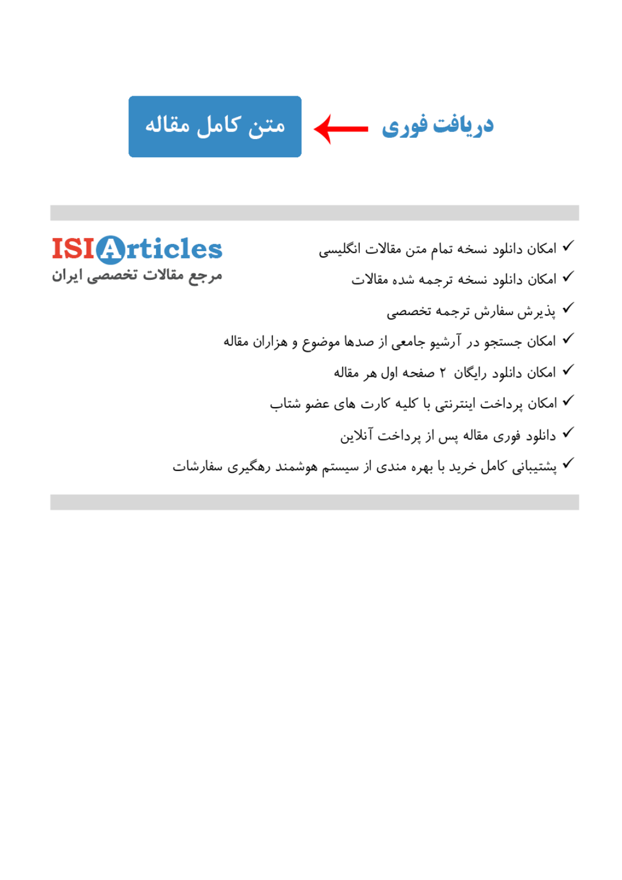دریافت فوری ← **متن کامل مقاله**

**ISIArticles**

مرجع مقالات تخصصی ایران

- ✓ امکان دانلود نسخه تمام متن مقالات انگلیسی
- ✓ امکان دانلود نسخه ترجمه شده مقالات
- ✓ پذیرش سفارش ترجمه تخصصی
- ✓ امکان جستجو در آرشیو جامعی از صدها موضوع و هزاران مقاله
- ✓ امکان دانلود رایگان ۲ صفحه اول هر مقاله
- ✓ امکان پرداخت اینترنتی با کلیه کارت های عضو شتاب
- ✓ دانلود فوری مقاله پس از پرداخت آنلاین
- ✓ پشتیبانی کامل خرید با بهره مندی از سیستم هوشمند رهگیری سفارشات